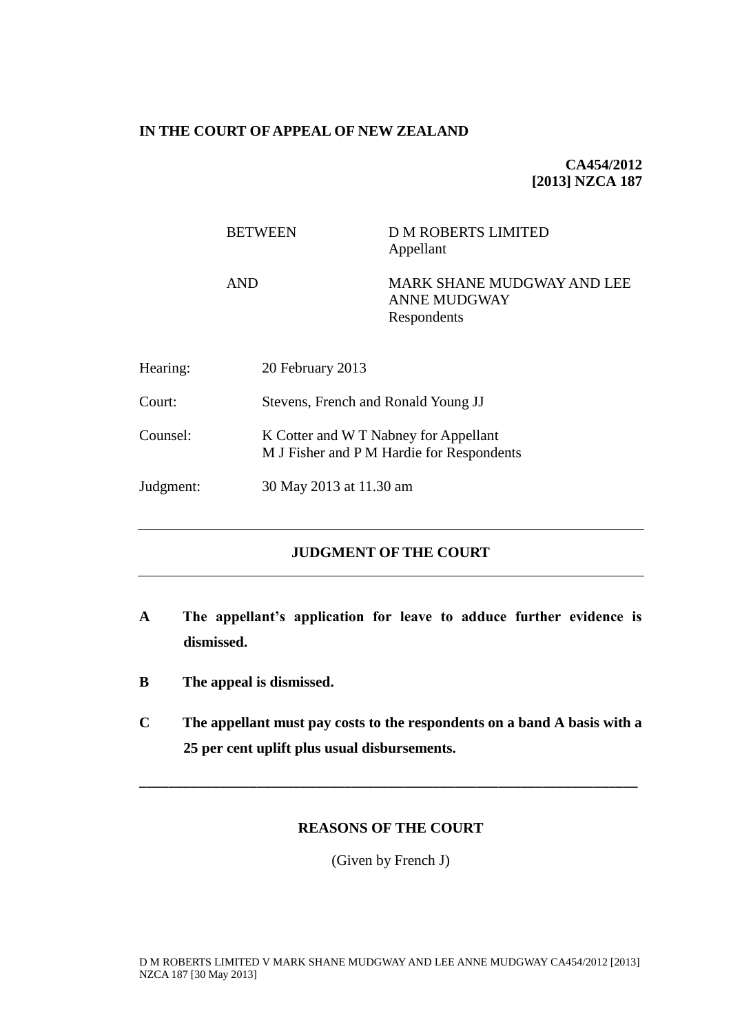**IN THE COURT OF APPEAL OF NEW ZEALAND**

**CA454/2012**
**[2013] NZCA 187**

| | |
|---|---|
| BETWEEN | D M ROBERTS LIMITED<br>Appellant |
| AND | MARK SHANE MUDGWAY AND LEE ANNE MUDGWAY<br>Respondents |

| | |
|---|---|
| Hearing: | 20 February 2013 |
| Court: | Stevens, French and Ronald Young JJ |
| Counsel: | K Cotter and W T Nabney for Appellant<br>M J Fisher and P M Hardie for Respondents |
| Judgment: | 30 May 2013 at 11.30 am |

---

## JUDGMENT OF THE COURT

---

**A The appellant's application for leave to adduce further evidence is dismissed.**

**B The appeal is dismissed.**

**C The appellant must pay costs to the respondents on a band A basis with a 25 per cent uplift plus usual disbursements.**

---

## REASONS OF THE COURT

(Given by French J)

D M ROBERTS LIMITED V MARK SHANE MUDGWAY AND LEE ANNE MUDGWAY CA454/2012 [2013] NZCA 187 [30 May 2013]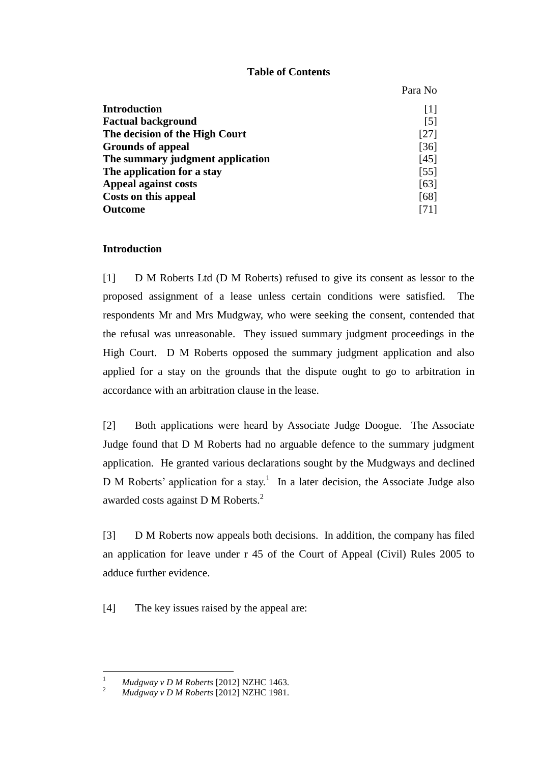## Table of Contents

| | Para No |
|---|---|
| **Introduction** | [1] |
| **Factual background** | [5] |
| **The decision of the High Court** | [27] |
| **Grounds of appeal** | [36] |
| **The summary judgment application** | [45] |
| **The application for a stay** | [55] |
| **Appeal against costs** | [63] |
| **Costs on this appeal** | [68] |
| **Outcome** | [71] |

## Introduction

[1] D M Roberts Ltd (D M Roberts) refused to give its consent as lessor to the proposed assignment of a lease unless certain conditions were satisfied. The respondents Mr and Mrs Mudgway, who were seeking the consent, contended that the refusal was unreasonable. They issued summary judgment proceedings in the High Court. D M Roberts opposed the summary judgment application and also applied for a stay on the grounds that the dispute ought to go to arbitration in accordance with an arbitration clause in the lease.

[2] Both applications were heard by Associate Judge Doogue. The Associate Judge found that D M Roberts had no arguable defence to the summary judgment application. He granted various declarations sought by the Mudgways and declined D M Roberts' application for a stay.[1] In a later decision, the Associate Judge also awarded costs against D M Roberts.[2]

[3] D M Roberts now appeals both decisions. In addition, the company has filed an application for leave under r 45 of the Court of Appeal (Civil) Rules 2005 to adduce further evidence.

[4] The key issues raised by the appeal are:

---

[1] *Mudgway v D M Roberts* [2012] NZHC 1463.

[2] *Mudgway v D M Roberts* [2012] NZHC 1981.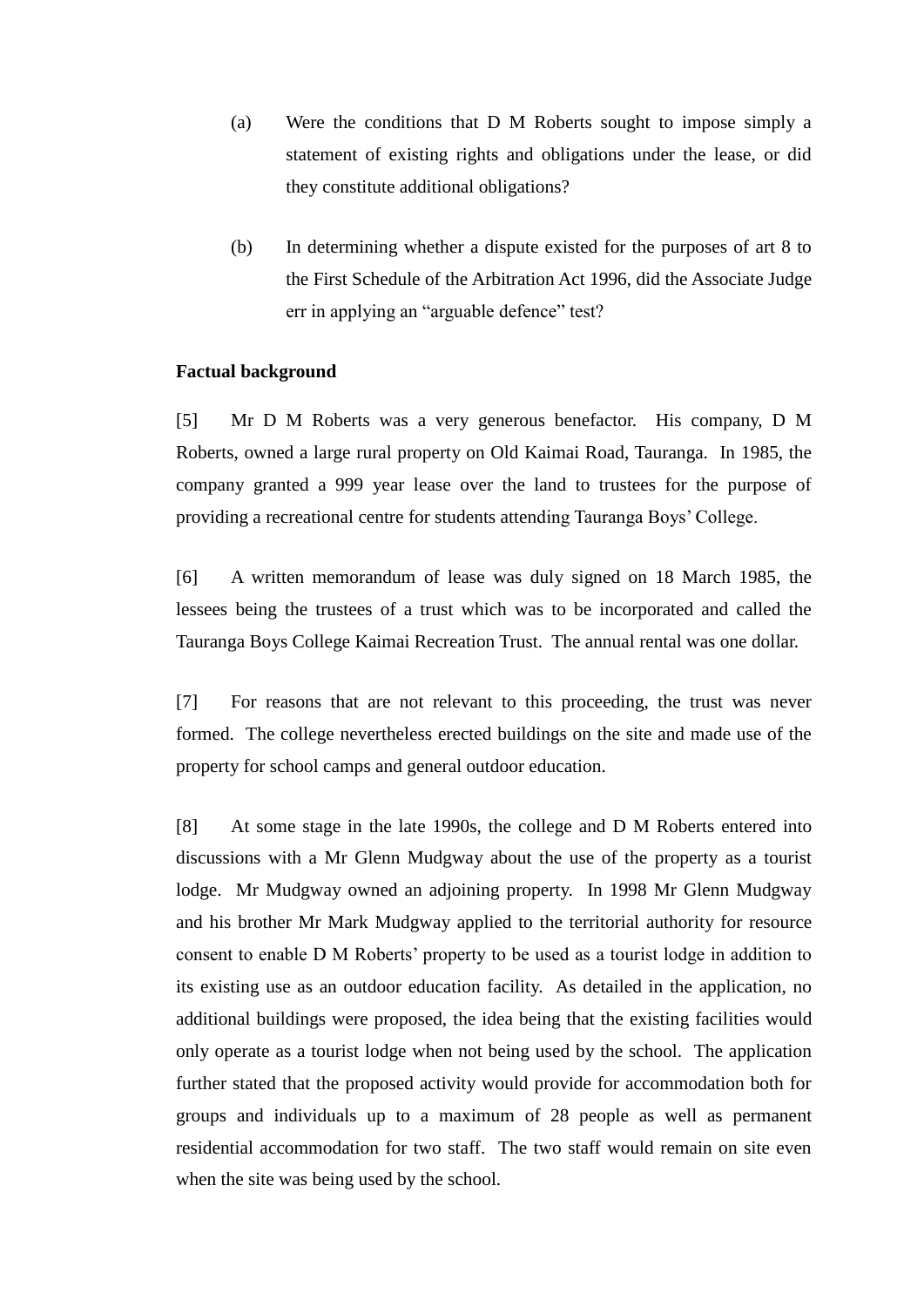(a) Were the conditions that D M Roberts sought to impose simply a statement of existing rights and obligations under the lease, or did they constitute additional obligations?

(b) In determining whether a dispute existed for the purposes of art 8 to the First Schedule of the Arbitration Act 1996, did the Associate Judge err in applying an "arguable defence" test?

**Factual background**

[5] Mr D M Roberts was a very generous benefactor. His company, D M Roberts, owned a large rural property on Old Kaimai Road, Tauranga. In 1985, the company granted a 999 year lease over the land to trustees for the purpose of providing a recreational centre for students attending Tauranga Boys' College.

[6] A written memorandum of lease was duly signed on 18 March 1985, the lessees being the trustees of a trust which was to be incorporated and called the Tauranga Boys College Kaimai Recreation Trust. The annual rental was one dollar.

[7] For reasons that are not relevant to this proceeding, the trust was never formed. The college nevertheless erected buildings on the site and made use of the property for school camps and general outdoor education.

[8] At some stage in the late 1990s, the college and D M Roberts entered into discussions with a Mr Glenn Mudgway about the use of the property as a tourist lodge. Mr Mudgway owned an adjoining property. In 1998 Mr Glenn Mudgway and his brother Mr Mark Mudgway applied to the territorial authority for resource consent to enable D M Roberts' property to be used as a tourist lodge in addition to its existing use as an outdoor education facility. As detailed in the application, no additional buildings were proposed, the idea being that the existing facilities would only operate as a tourist lodge when not being used by the school. The application further stated that the proposed activity would provide for accommodation both for groups and individuals up to a maximum of 28 people as well as permanent residential accommodation for two staff. The two staff would remain on site even when the site was being used by the school.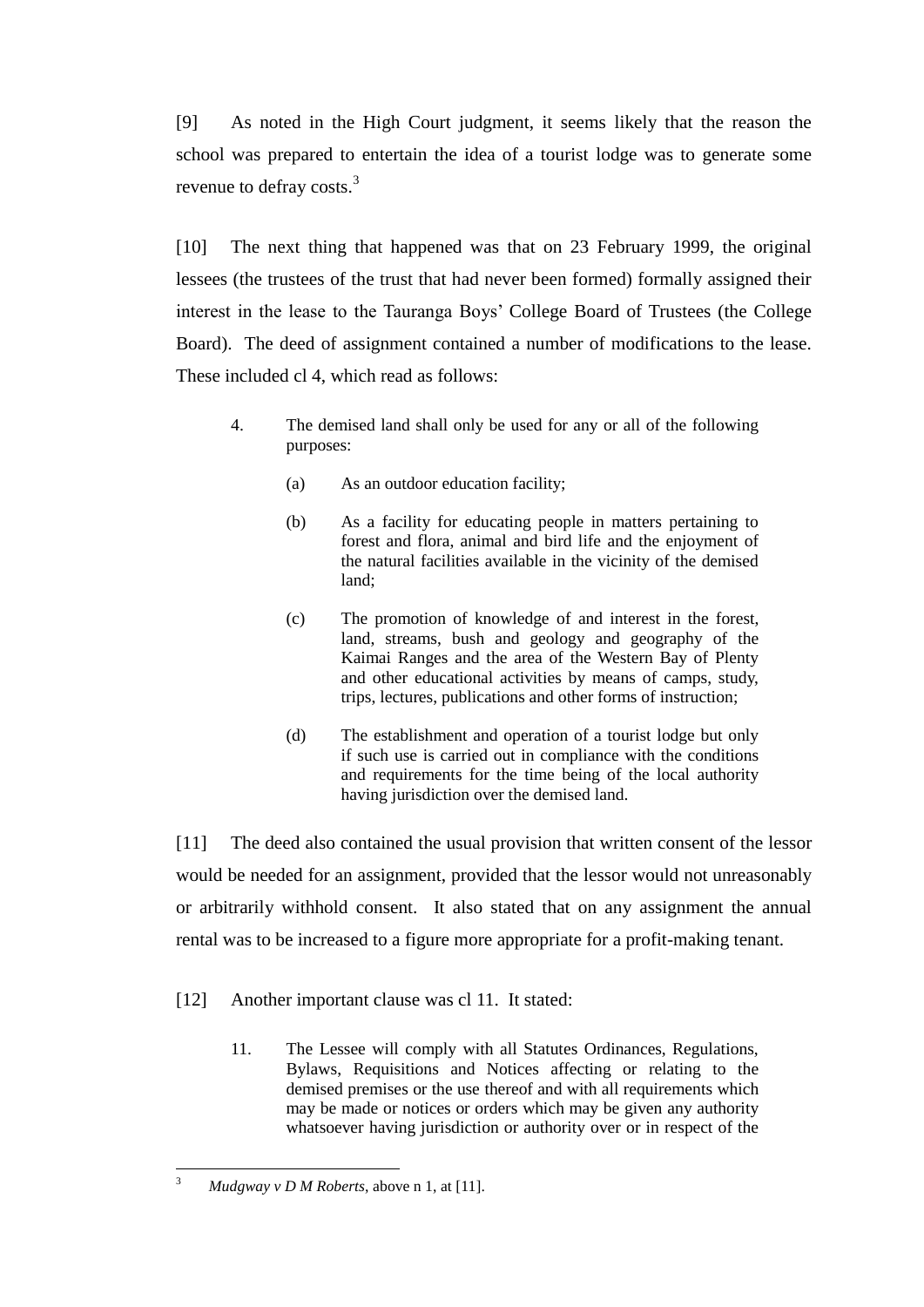[9] As noted in the High Court judgment, it seems likely that the reason the school was prepared to entertain the idea of a tourist lodge was to generate some revenue to defray costs.[3]

[10] The next thing that happened was that on 23 February 1999, the original lessees (the trustees of the trust that had never been formed) formally assigned their interest in the lease to the Tauranga Boys' College Board of Trustees (the College Board). The deed of assignment contained a number of modifications to the lease. These included cl 4, which read as follows:

> 4. The demised land shall only be used for any or all of the following purposes:
>
> (a) As an outdoor education facility;
>
> (b) As a facility for educating people in matters pertaining to forest and flora, animal and bird life and the enjoyment of the natural facilities available in the vicinity of the demised land;
>
> (c) The promotion of knowledge of and interest in the forest, land, streams, bush and geology and geography of the Kaimai Ranges and the area of the Western Bay of Plenty and other educational activities by means of camps, study, trips, lectures, publications and other forms of instruction;
>
> (d) The establishment and operation of a tourist lodge but only if such use is carried out in compliance with the conditions and requirements for the time being of the local authority having jurisdiction over the demised land.

[11] The deed also contained the usual provision that written consent of the lessor would be needed for an assignment, provided that the lessor would not unreasonably or arbitrarily withhold consent. It also stated that on any assignment the annual rental was to be increased to a figure more appropriate for a profit-making tenant.

[12] Another important clause was cl 11. It stated:

> 11. The Lessee will comply with all Statutes Ordinances, Regulations, Bylaws, Requisitions and Notices affecting or relating to the demised premises or the use thereof and with all requirements which may be made or notices or orders which may be given any authority whatsoever having jurisdiction or authority over or in respect of the

---

[3] *Mudgway v D M Roberts*, above n 1, at [11].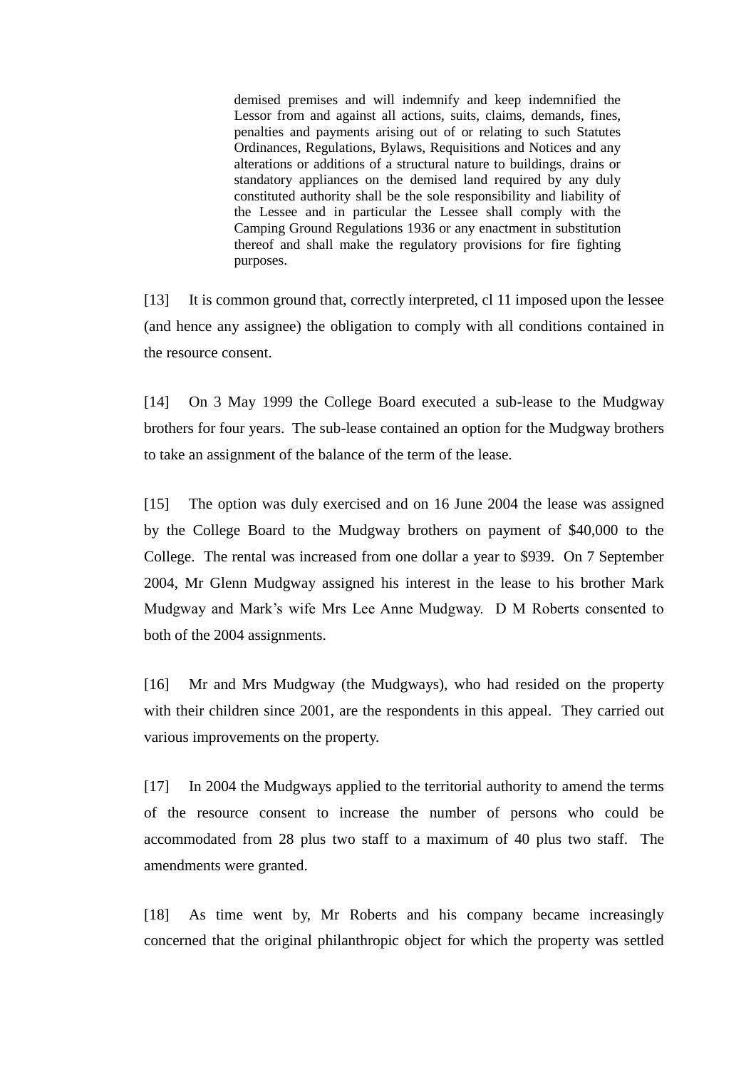> demised premises and will indemnify and keep indemnified the Lessor from and against all actions, suits, claims, demands, fines, penalties and payments arising out of or relating to such Statutes Ordinances, Regulations, Bylaws, Requisitions and Notices and any alterations or additions of a structural nature to buildings, drains or standatory appliances on the demised land required by any duly constituted authority shall be the sole responsibility and liability of the Lessee and in particular the Lessee shall comply with the Camping Ground Regulations 1936 or any enactment in substitution thereof and shall make the regulatory provisions for fire fighting purposes.

[13] It is common ground that, correctly interpreted, cl 11 imposed upon the lessee (and hence any assignee) the obligation to comply with all conditions contained in the resource consent.

[14] On 3 May 1999 the College Board executed a sub-lease to the Mudgway brothers for four years. The sub-lease contained an option for the Mudgway brothers to take an assignment of the balance of the term of the lease.

[15] The option was duly exercised and on 16 June 2004 the lease was assigned by the College Board to the Mudgway brothers on payment of $40,000 to the College. The rental was increased from one dollar a year to $939. On 7 September 2004, Mr Glenn Mudgway assigned his interest in the lease to his brother Mark Mudgway and Mark's wife Mrs Lee Anne Mudgway. D M Roberts consented to both of the 2004 assignments.

[16] Mr and Mrs Mudgway (the Mudgways), who had resided on the property with their children since 2001, are the respondents in this appeal. They carried out various improvements on the property.

[17] In 2004 the Mudgways applied to the territorial authority to amend the terms of the resource consent to increase the number of persons who could be accommodated from 28 plus two staff to a maximum of 40 plus two staff. The amendments were granted.

[18] As time went by, Mr Roberts and his company became increasingly concerned that the original philanthropic object for which the property was settled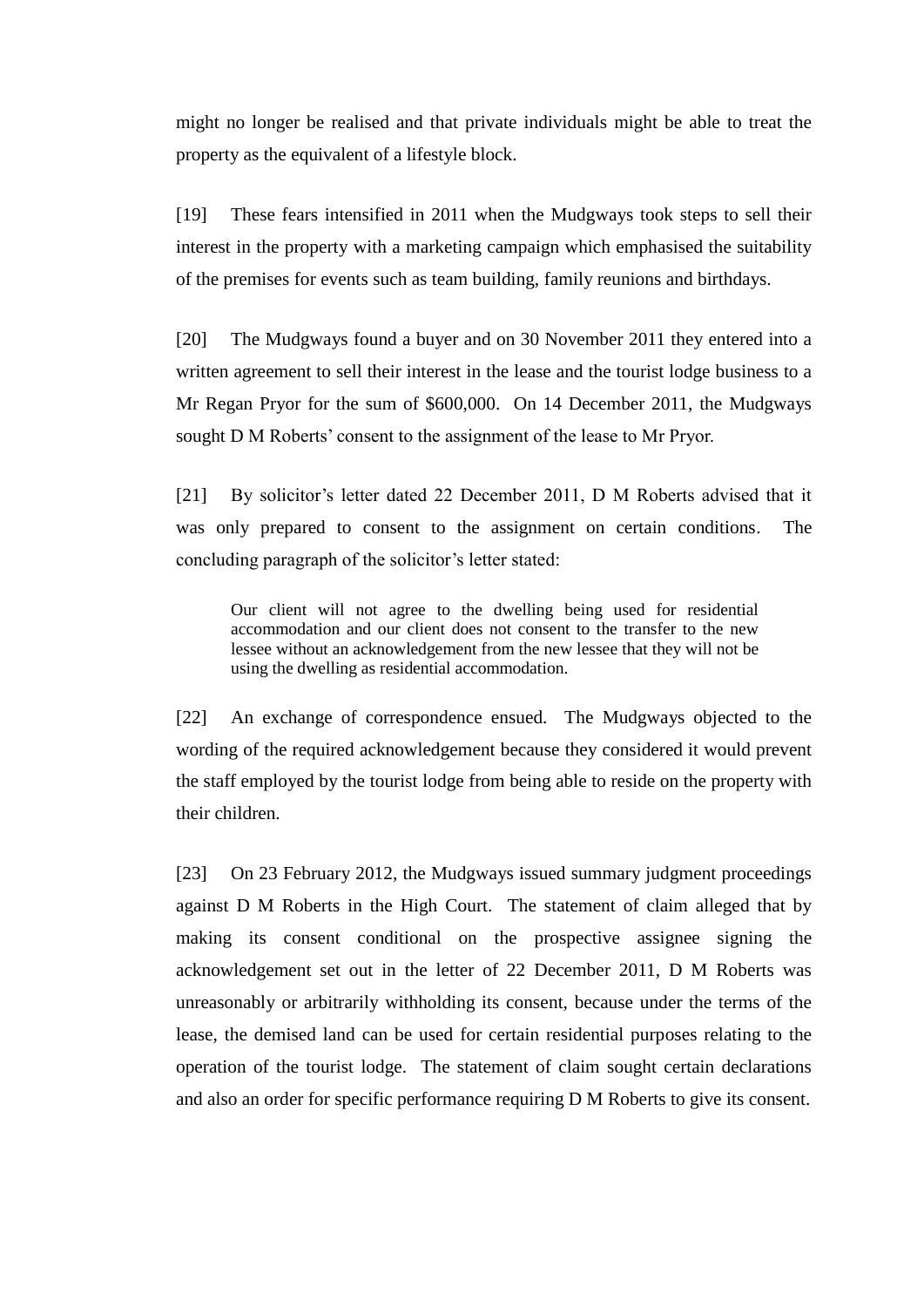might no longer be realised and that private individuals might be able to treat the property as the equivalent of a lifestyle block.

[19] These fears intensified in 2011 when the Mudgways took steps to sell their interest in the property with a marketing campaign which emphasised the suitability of the premises for events such as team building, family reunions and birthdays.

[20] The Mudgways found a buyer and on 30 November 2011 they entered into a written agreement to sell their interest in the lease and the tourist lodge business to a Mr Regan Pryor for the sum of $600,000. On 14 December 2011, the Mudgways sought D M Roberts' consent to the assignment of the lease to Mr Pryor.

[21] By solicitor's letter dated 22 December 2011, D M Roberts advised that it was only prepared to consent to the assignment on certain conditions. The concluding paragraph of the solicitor's letter stated:

> Our client will not agree to the dwelling being used for residential accommodation and our client does not consent to the transfer to the new lessee without an acknowledgement from the new lessee that they will not be using the dwelling as residential accommodation.

[22] An exchange of correspondence ensued. The Mudgways objected to the wording of the required acknowledgement because they considered it would prevent the staff employed by the tourist lodge from being able to reside on the property with their children.

[23] On 23 February 2012, the Mudgways issued summary judgment proceedings against D M Roberts in the High Court. The statement of claim alleged that by making its consent conditional on the prospective assignee signing the acknowledgement set out in the letter of 22 December 2011, D M Roberts was unreasonably or arbitrarily withholding its consent, because under the terms of the lease, the demised land can be used for certain residential purposes relating to the operation of the tourist lodge. The statement of claim sought certain declarations and also an order for specific performance requiring D M Roberts to give its consent.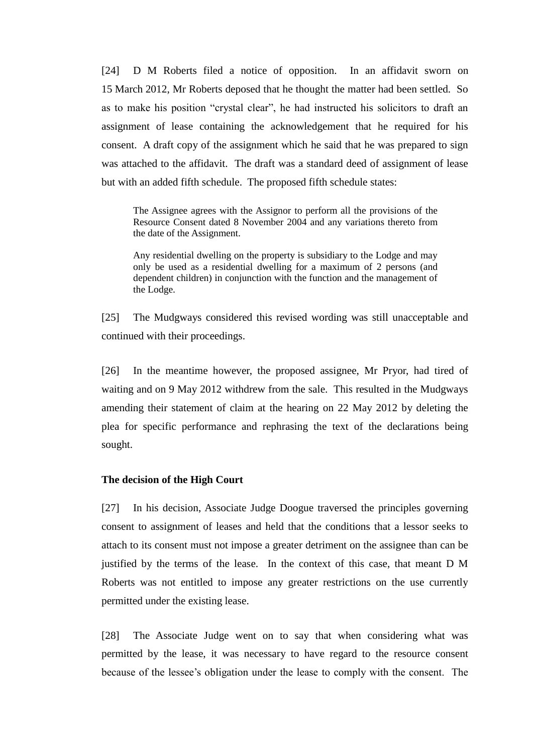[24] D M Roberts filed a notice of opposition. In an affidavit sworn on 15 March 2012, Mr Roberts deposed that he thought the matter had been settled. So as to make his position "crystal clear", he had instructed his solicitors to draft an assignment of lease containing the acknowledgement that he required for his consent. A draft copy of the assignment which he said that he was prepared to sign was attached to the affidavit. The draft was a standard deed of assignment of lease but with an added fifth schedule. The proposed fifth schedule states:

> The Assignee agrees with the Assignor to perform all the provisions of the Resource Consent dated 8 November 2004 and any variations thereto from the date of the Assignment.
>
> Any residential dwelling on the property is subsidiary to the Lodge and may only be used as a residential dwelling for a maximum of 2 persons (and dependent children) in conjunction with the function and the management of the Lodge.

[25] The Mudgways considered this revised wording was still unacceptable and continued with their proceedings.

[26] In the meantime however, the proposed assignee, Mr Pryor, had tired of waiting and on 9 May 2012 withdrew from the sale. This resulted in the Mudgways amending their statement of claim at the hearing on 22 May 2012 by deleting the plea for specific performance and rephrasing the text of the declarations being sought.

**The decision of the High Court**

[27] In his decision, Associate Judge Doogue traversed the principles governing consent to assignment of leases and held that the conditions that a lessor seeks to attach to its consent must not impose a greater detriment on the assignee than can be justified by the terms of the lease. In the context of this case, that meant D M Roberts was not entitled to impose any greater restrictions on the use currently permitted under the existing lease.

[28] The Associate Judge went on to say that when considering what was permitted by the lease, it was necessary to have regard to the resource consent because of the lessee's obligation under the lease to comply with the consent. The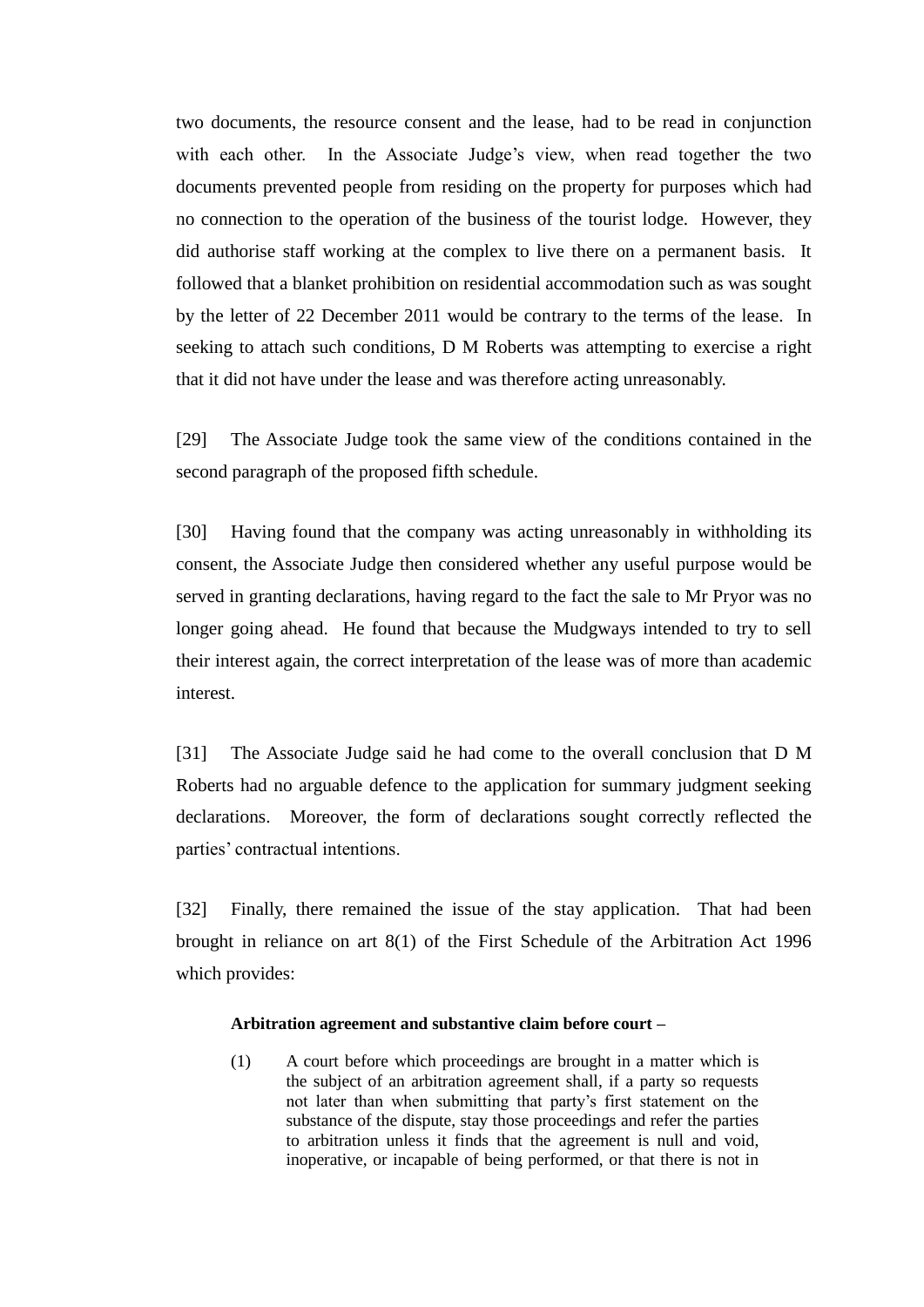two documents, the resource consent and the lease, had to be read in conjunction with each other. In the Associate Judge's view, when read together the two documents prevented people from residing on the property for purposes which had no connection to the operation of the business of the tourist lodge. However, they did authorise staff working at the complex to live there on a permanent basis. It followed that a blanket prohibition on residential accommodation such as was sought by the letter of 22 December 2011 would be contrary to the terms of the lease. In seeking to attach such conditions, D M Roberts was attempting to exercise a right that it did not have under the lease and was therefore acting unreasonably.

[29] The Associate Judge took the same view of the conditions contained in the second paragraph of the proposed fifth schedule.

[30] Having found that the company was acting unreasonably in withholding its consent, the Associate Judge then considered whether any useful purpose would be served in granting declarations, having regard to the fact the sale to Mr Pryor was no longer going ahead. He found that because the Mudgways intended to try to sell their interest again, the correct interpretation of the lease was of more than academic interest.

[31] The Associate Judge said he had come to the overall conclusion that D M Roberts had no arguable defence to the application for summary judgment seeking declarations. Moreover, the form of declarations sought correctly reflected the parties' contractual intentions.

[32] Finally, there remained the issue of the stay application. That had been brought in reliance on art 8(1) of the First Schedule of the Arbitration Act 1996 which provides:

> **Arbitration agreement and substantive claim before court –**
>
> (1) A court before which proceedings are brought in a matter which is the subject of an arbitration agreement shall, if a party so requests not later than when submitting that party's first statement on the substance of the dispute, stay those proceedings and refer the parties to arbitration unless it finds that the agreement is null and void, inoperative, or incapable of being performed, or that there is not in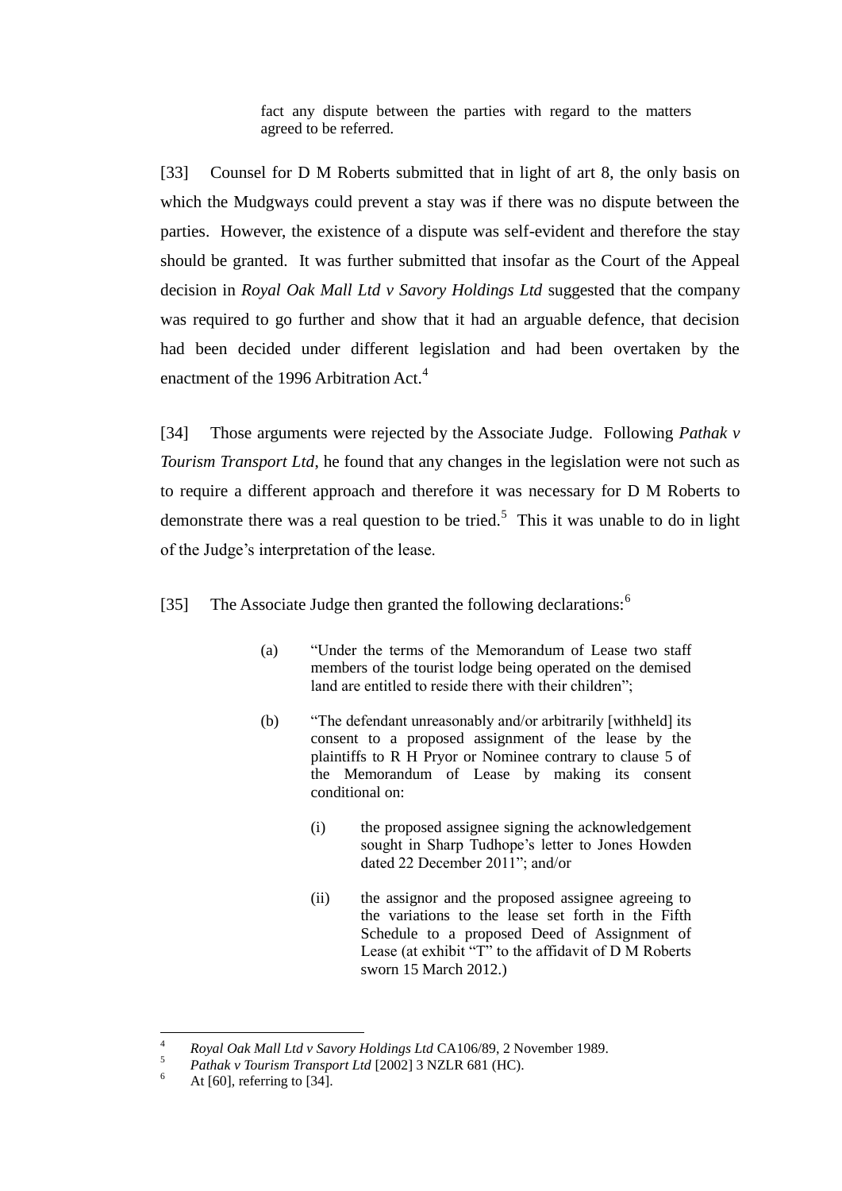> fact any dispute between the parties with regard to the matters agreed to be referred.

[33] Counsel for D M Roberts submitted that in light of art 8, the only basis on which the Mudgways could prevent a stay was if there was no dispute between the parties. However, the existence of a dispute was self-evident and therefore the stay should be granted. It was further submitted that insofar as the Court of the Appeal decision in *Royal Oak Mall Ltd v Savory Holdings Ltd* suggested that the company was required to go further and show that it had an arguable defence, that decision had been decided under different legislation and had been overtaken by the enactment of the 1996 Arbitration Act.[4]

[34] Those arguments were rejected by the Associate Judge. Following *Pathak v Tourism Transport Ltd*, he found that any changes in the legislation were not such as to require a different approach and therefore it was necessary for D M Roberts to demonstrate there was a real question to be tried.[5] This it was unable to do in light of the Judge's interpretation of the lease.

[35] The Associate Judge then granted the following declarations:[6]

> (a) "Under the terms of the Memorandum of Lease two staff members of the tourist lodge being operated on the demised land are entitled to reside there with their children";
>
> (b) "The defendant unreasonably and/or arbitrarily [withheld] its consent to a proposed assignment of the lease by the plaintiffs to R H Pryor or Nominee contrary to clause 5 of the Memorandum of Lease by making its consent conditional on:
>
> (i) the proposed assignee signing the acknowledgement sought in Sharp Tudhope's letter to Jones Howden dated 22 December 2011"; and/or
>
> (ii) the assignor and the proposed assignee agreeing to the variations to the lease set forth in the Fifth Schedule to a proposed Deed of Assignment of Lease (at exhibit "T" to the affidavit of D M Roberts sworn 15 March 2012.)

---

[4] *Royal Oak Mall Ltd v Savory Holdings Ltd* CA106/89, 2 November 1989.

[5] *Pathak v Tourism Transport Ltd* [2002] 3 NZLR 681 (HC).

[6] At [60], referring to [34].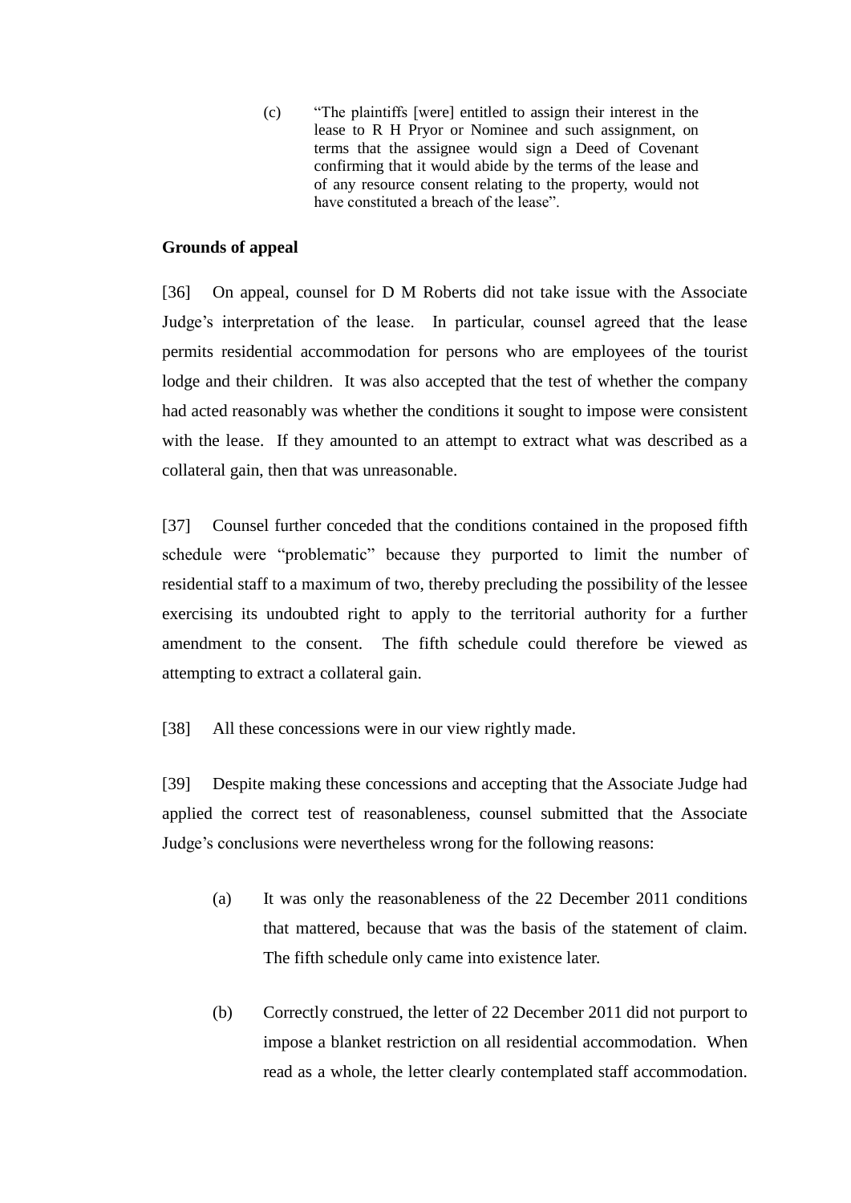(c) "The plaintiffs [were] entitled to assign their interest in the lease to R H Pryor or Nominee and such assignment, on terms that the assignee would sign a Deed of Covenant confirming that it would abide by the terms of the lease and of any resource consent relating to the property, would not have constituted a breach of the lease".

## Grounds of appeal

[36] On appeal, counsel for D M Roberts did not take issue with the Associate Judge's interpretation of the lease. In particular, counsel agreed that the lease permits residential accommodation for persons who are employees of the tourist lodge and their children. It was also accepted that the test of whether the company had acted reasonably was whether the conditions it sought to impose were consistent with the lease. If they amounted to an attempt to extract what was described as a collateral gain, then that was unreasonable.

[37] Counsel further conceded that the conditions contained in the proposed fifth schedule were "problematic" because they purported to limit the number of residential staff to a maximum of two, thereby precluding the possibility of the lessee exercising its undoubted right to apply to the territorial authority for a further amendment to the consent. The fifth schedule could therefore be viewed as attempting to extract a collateral gain.

[38] All these concessions were in our view rightly made.

[39] Despite making these concessions and accepting that the Associate Judge had applied the correct test of reasonableness, counsel submitted that the Associate Judge's conclusions were nevertheless wrong for the following reasons:

(a) It was only the reasonableness of the 22 December 2011 conditions that mattered, because that was the basis of the statement of claim. The fifth schedule only came into existence later.

(b) Correctly construed, the letter of 22 December 2011 did not purport to impose a blanket restriction on all residential accommodation. When read as a whole, the letter clearly contemplated staff accommodation.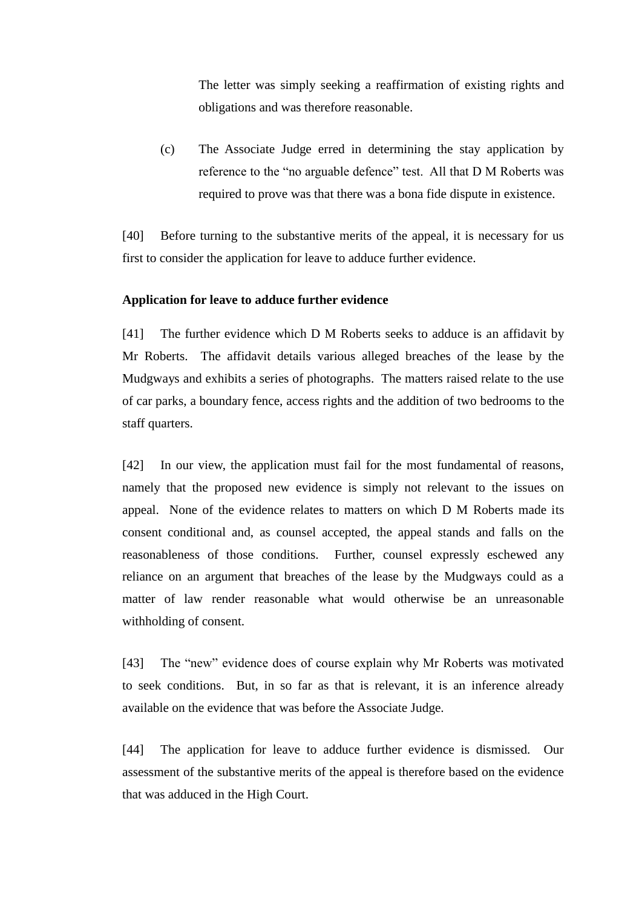The letter was simply seeking a reaffirmation of existing rights and obligations and was therefore reasonable.

(c) The Associate Judge erred in determining the stay application by reference to the "no arguable defence" test. All that D M Roberts was required to prove was that there was a bona fide dispute in existence.

[40] Before turning to the substantive merits of the appeal, it is necessary for us first to consider the application for leave to adduce further evidence.

**Application for leave to adduce further evidence**

[41] The further evidence which D M Roberts seeks to adduce is an affidavit by Mr Roberts. The affidavit details various alleged breaches of the lease by the Mudgways and exhibits a series of photographs. The matters raised relate to the use of car parks, a boundary fence, access rights and the addition of two bedrooms to the staff quarters.

[42] In our view, the application must fail for the most fundamental of reasons, namely that the proposed new evidence is simply not relevant to the issues on appeal. None of the evidence relates to matters on which D M Roberts made its consent conditional and, as counsel accepted, the appeal stands and falls on the reasonableness of those conditions. Further, counsel expressly eschewed any reliance on an argument that breaches of the lease by the Mudgways could as a matter of law render reasonable what would otherwise be an unreasonable withholding of consent.

[43] The "new" evidence does of course explain why Mr Roberts was motivated to seek conditions. But, in so far as that is relevant, it is an inference already available on the evidence that was before the Associate Judge.

[44] The application for leave to adduce further evidence is dismissed. Our assessment of the substantive merits of the appeal is therefore based on the evidence that was adduced in the High Court.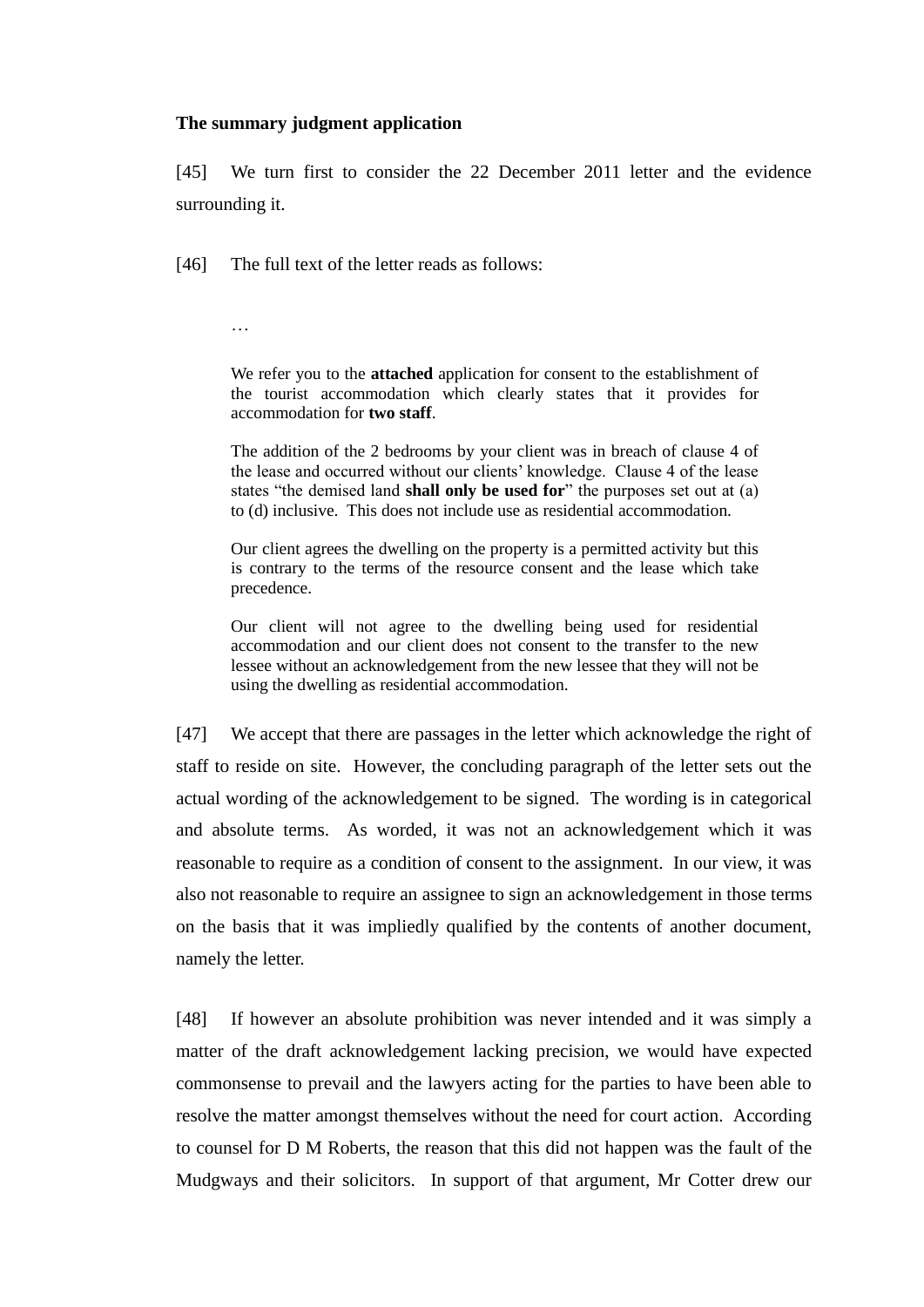**The summary judgment application**

[45] We turn first to consider the 22 December 2011 letter and the evidence surrounding it.

[46] The full text of the letter reads as follows:

> …
>
> We refer you to the **attached** application for consent to the establishment of the tourist accommodation which clearly states that it provides for accommodation for **two staff**.
>
> The addition of the 2 bedrooms by your client was in breach of clause 4 of the lease and occurred without our clients' knowledge. Clause 4 of the lease states "the demised land **shall only be used for**" the purposes set out at (a) to (d) inclusive. This does not include use as residential accommodation.
>
> Our client agrees the dwelling on the property is a permitted activity but this is contrary to the terms of the resource consent and the lease which take precedence.
>
> Our client will not agree to the dwelling being used for residential accommodation and our client does not consent to the transfer to the new lessee without an acknowledgement from the new lessee that they will not be using the dwelling as residential accommodation.

[47] We accept that there are passages in the letter which acknowledge the right of staff to reside on site. However, the concluding paragraph of the letter sets out the actual wording of the acknowledgement to be signed. The wording is in categorical and absolute terms. As worded, it was not an acknowledgement which it was reasonable to require as a condition of consent to the assignment. In our view, it was also not reasonable to require an assignee to sign an acknowledgement in those terms on the basis that it was impliedly qualified by the contents of another document, namely the letter.

[48] If however an absolute prohibition was never intended and it was simply a matter of the draft acknowledgement lacking precision, we would have expected commonsense to prevail and the lawyers acting for the parties to have been able to resolve the matter amongst themselves without the need for court action. According to counsel for D M Roberts, the reason that this did not happen was the fault of the Mudgways and their solicitors. In support of that argument, Mr Cotter drew our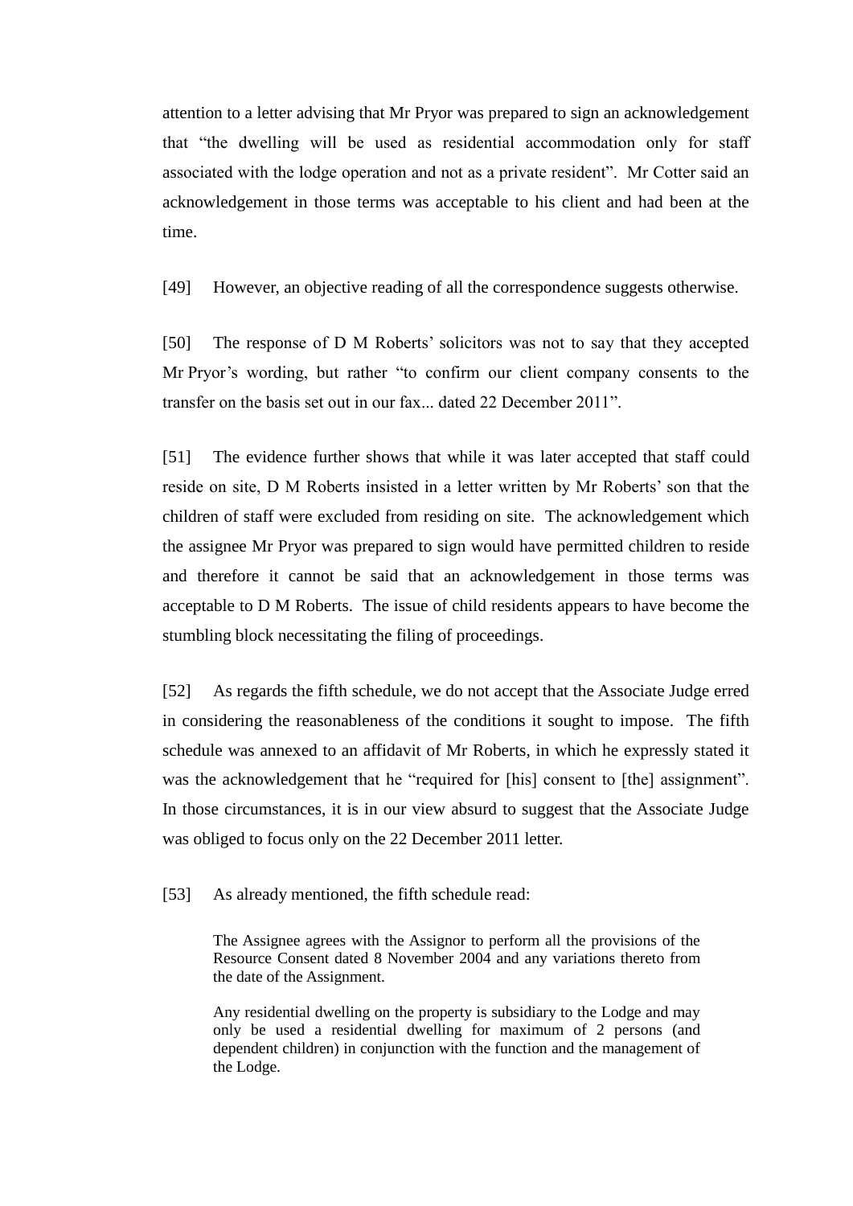attention to a letter advising that Mr Pryor was prepared to sign an acknowledgement that "the dwelling will be used as residential accommodation only for staff associated with the lodge operation and not as a private resident". Mr Cotter said an acknowledgement in those terms was acceptable to his client and had been at the time.

[49] However, an objective reading of all the correspondence suggests otherwise.

[50] The response of D M Roberts' solicitors was not to say that they accepted Mr Pryor's wording, but rather "to confirm our client company consents to the transfer on the basis set out in our fax... dated 22 December 2011".

[51] The evidence further shows that while it was later accepted that staff could reside on site, D M Roberts insisted in a letter written by Mr Roberts' son that the children of staff were excluded from residing on site. The acknowledgement which the assignee Mr Pryor was prepared to sign would have permitted children to reside and therefore it cannot be said that an acknowledgement in those terms was acceptable to D M Roberts. The issue of child residents appears to have become the stumbling block necessitating the filing of proceedings.

[52] As regards the fifth schedule, we do not accept that the Associate Judge erred in considering the reasonableness of the conditions it sought to impose. The fifth schedule was annexed to an affidavit of Mr Roberts, in which he expressly stated it was the acknowledgement that he "required for [his] consent to [the] assignment". In those circumstances, it is in our view absurd to suggest that the Associate Judge was obliged to focus only on the 22 December 2011 letter.

[53] As already mentioned, the fifth schedule read:

> The Assignee agrees with the Assignor to perform all the provisions of the Resource Consent dated 8 November 2004 and any variations thereto from the date of the Assignment.
>
> Any residential dwelling on the property is subsidiary to the Lodge and may only be used a residential dwelling for maximum of 2 persons (and dependent children) in conjunction with the function and the management of the Lodge.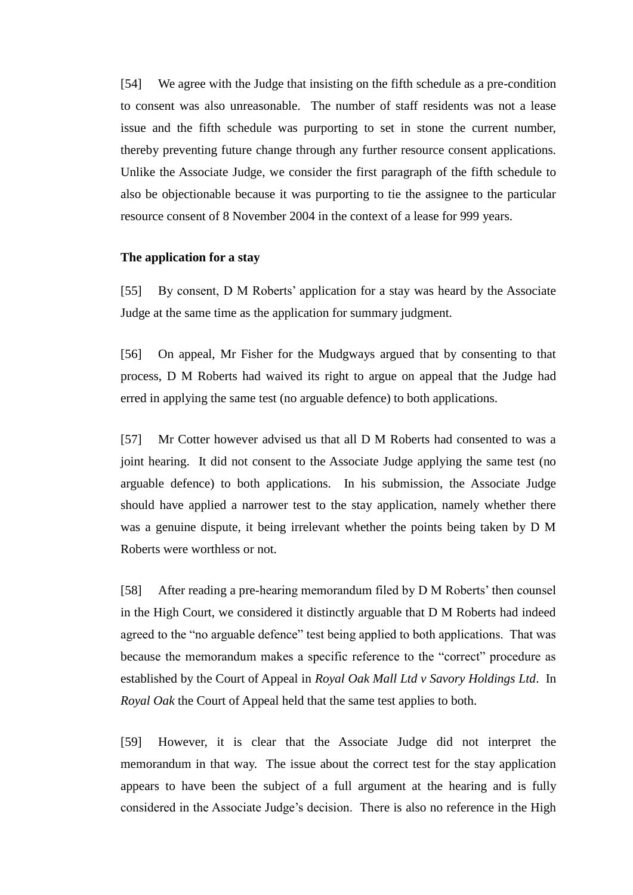[54] We agree with the Judge that insisting on the fifth schedule as a pre-condition to consent was also unreasonable. The number of staff residents was not a lease issue and the fifth schedule was purporting to set in stone the current number, thereby preventing future change through any further resource consent applications. Unlike the Associate Judge, we consider the first paragraph of the fifth schedule to also be objectionable because it was purporting to tie the assignee to the particular resource consent of 8 November 2004 in the context of a lease for 999 years.

**The application for a stay**

[55] By consent, D M Roberts' application for a stay was heard by the Associate Judge at the same time as the application for summary judgment.

[56] On appeal, Mr Fisher for the Mudgways argued that by consenting to that process, D M Roberts had waived its right to argue on appeal that the Judge had erred in applying the same test (no arguable defence) to both applications.

[57] Mr Cotter however advised us that all D M Roberts had consented to was a joint hearing. It did not consent to the Associate Judge applying the same test (no arguable defence) to both applications. In his submission, the Associate Judge should have applied a narrower test to the stay application, namely whether there was a genuine dispute, it being irrelevant whether the points being taken by D M Roberts were worthless or not.

[58] After reading a pre-hearing memorandum filed by D M Roberts' then counsel in the High Court, we considered it distinctly arguable that D M Roberts had indeed agreed to the "no arguable defence" test being applied to both applications. That was because the memorandum makes a specific reference to the "correct" procedure as established by the Court of Appeal in *Royal Oak Mall Ltd v Savory Holdings Ltd*. In *Royal Oak* the Court of Appeal held that the same test applies to both.

[59] However, it is clear that the Associate Judge did not interpret the memorandum in that way. The issue about the correct test for the stay application appears to have been the subject of a full argument at the hearing and is fully considered in the Associate Judge's decision. There is also no reference in the High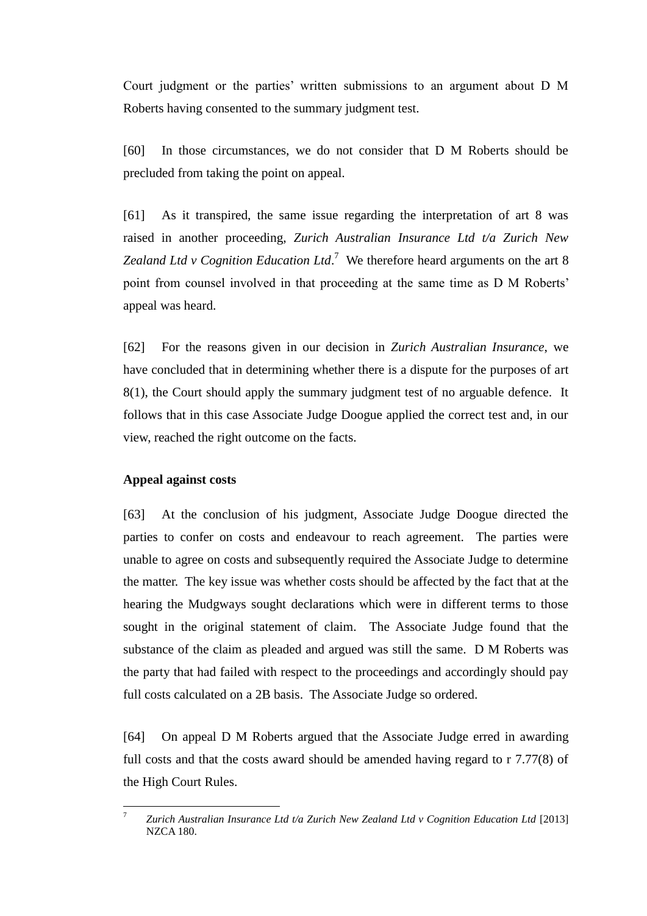Court judgment or the parties' written submissions to an argument about D M Roberts having consented to the summary judgment test.

[60] In those circumstances, we do not consider that D M Roberts should be precluded from taking the point on appeal.

[61] As it transpired, the same issue regarding the interpretation of art 8 was raised in another proceeding, *Zurich Australian Insurance Ltd t/a Zurich New Zealand Ltd v Cognition Education Ltd*.[7] We therefore heard arguments on the art 8 point from counsel involved in that proceeding at the same time as D M Roberts' appeal was heard.

[62] For the reasons given in our decision in *Zurich Australian Insurance*, we have concluded that in determining whether there is a dispute for the purposes of art 8(1), the Court should apply the summary judgment test of no arguable defence. It follows that in this case Associate Judge Doogue applied the correct test and, in our view, reached the right outcome on the facts.

**Appeal against costs**

[63] At the conclusion of his judgment, Associate Judge Doogue directed the parties to confer on costs and endeavour to reach agreement. The parties were unable to agree on costs and subsequently required the Associate Judge to determine the matter. The key issue was whether costs should be affected by the fact that at the hearing the Mudgways sought declarations which were in different terms to those sought in the original statement of claim. The Associate Judge found that the substance of the claim as pleaded and argued was still the same. D M Roberts was the party that had failed with respect to the proceedings and accordingly should pay full costs calculated on a 2B basis. The Associate Judge so ordered.

[64] On appeal D M Roberts argued that the Associate Judge erred in awarding full costs and that the costs award should be amended having regard to r 7.77(8) of the High Court Rules.

---

[7] *Zurich Australian Insurance Ltd t/a Zurich New Zealand Ltd v Cognition Education Ltd* [2013] NZCA 180.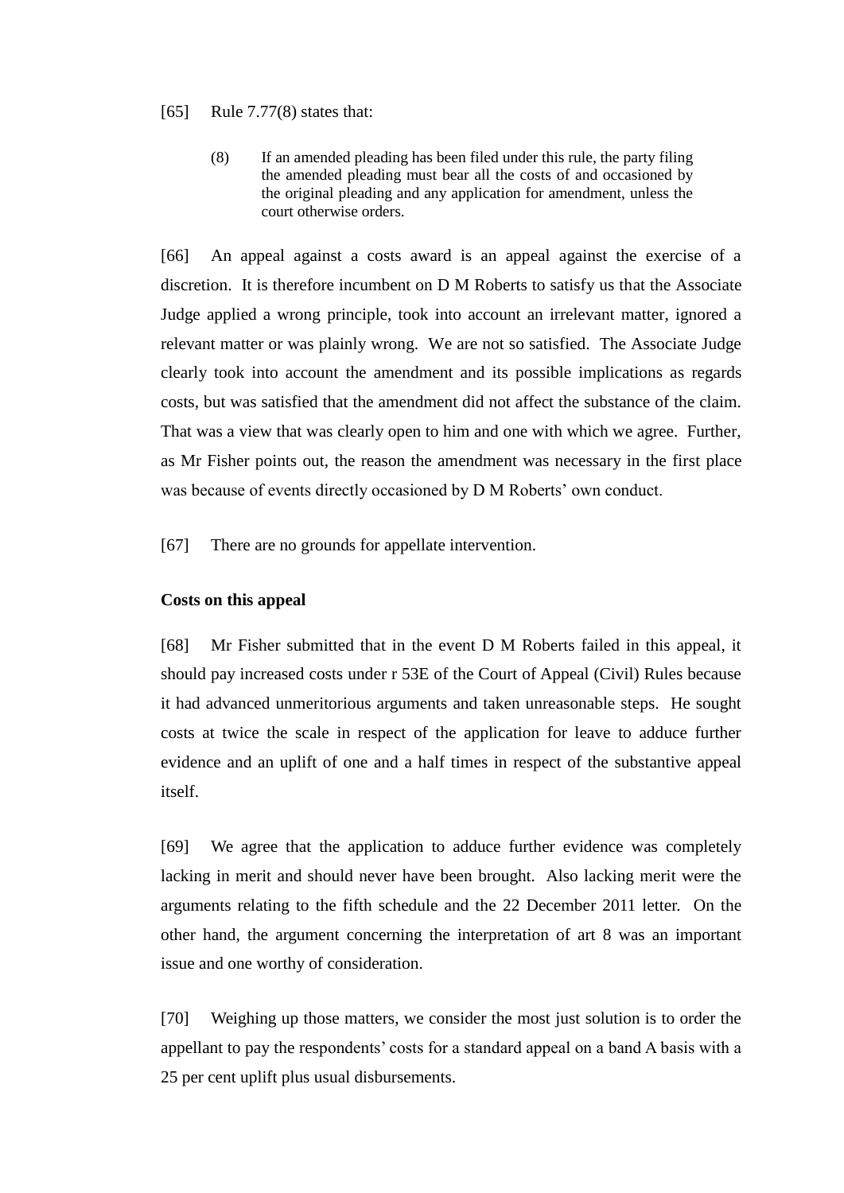[65] Rule 7.77(8) states that:

> (8) If an amended pleading has been filed under this rule, the party filing the amended pleading must bear all the costs of and occasioned by the original pleading and any application for amendment, unless the court otherwise orders.

[66] An appeal against a costs award is an appeal against the exercise of a discretion. It is therefore incumbent on D M Roberts to satisfy us that the Associate Judge applied a wrong principle, took into account an irrelevant matter, ignored a relevant matter or was plainly wrong. We are not so satisfied. The Associate Judge clearly took into account the amendment and its possible implications as regards costs, but was satisfied that the amendment did not affect the substance of the claim. That was a view that was clearly open to him and one with which we agree. Further, as Mr Fisher points out, the reason the amendment was necessary in the first place was because of events directly occasioned by D M Roberts' own conduct.

[67] There are no grounds for appellate intervention.

**Costs on this appeal**

[68] Mr Fisher submitted that in the event D M Roberts failed in this appeal, it should pay increased costs under r 53E of the Court of Appeal (Civil) Rules because it had advanced unmeritorious arguments and taken unreasonable steps. He sought costs at twice the scale in respect of the application for leave to adduce further evidence and an uplift of one and a half times in respect of the substantive appeal itself.

[69] We agree that the application to adduce further evidence was completely lacking in merit and should never have been brought. Also lacking merit were the arguments relating to the fifth schedule and the 22 December 2011 letter. On the other hand, the argument concerning the interpretation of art 8 was an important issue and one worthy of consideration.

[70] Weighing up those matters, we consider the most just solution is to order the appellant to pay the respondents' costs for a standard appeal on a band A basis with a 25 per cent uplift plus usual disbursements.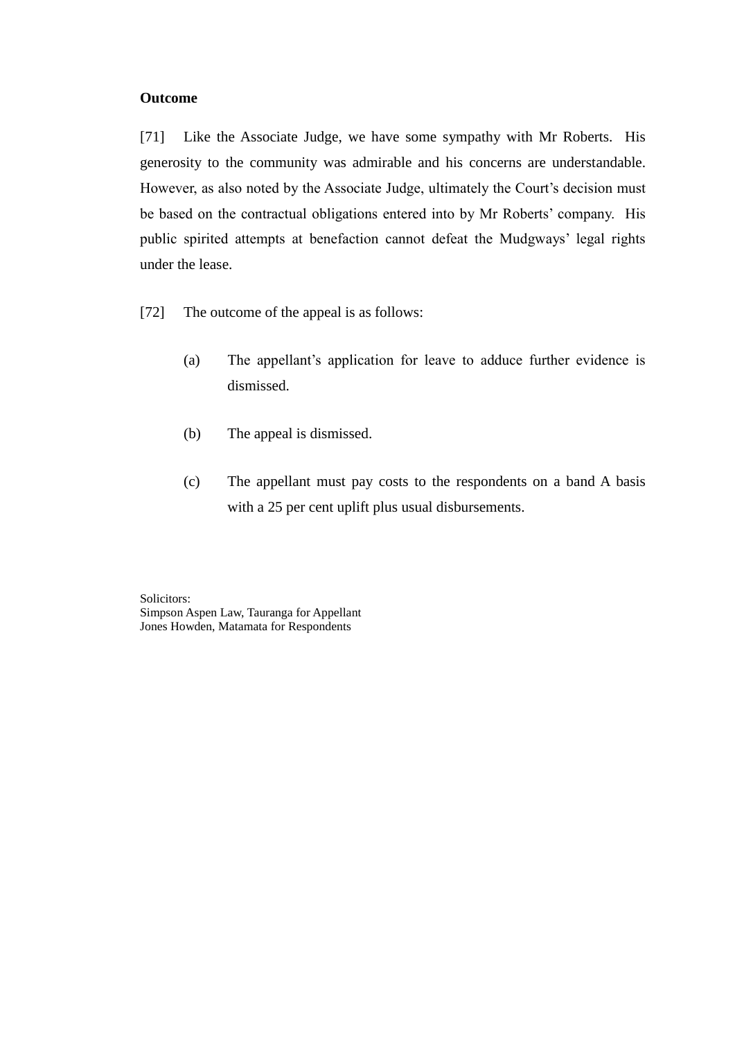**Outcome**

[71] Like the Associate Judge, we have some sympathy with Mr Roberts. His generosity to the community was admirable and his concerns are understandable. However, as also noted by the Associate Judge, ultimately the Court's decision must be based on the contractual obligations entered into by Mr Roberts' company. His public spirited attempts at benefaction cannot defeat the Mudgways' legal rights under the lease.

[72] The outcome of the appeal is as follows:

(a) The appellant's application for leave to adduce further evidence is dismissed.

(b) The appeal is dismissed.

(c) The appellant must pay costs to the respondents on a band A basis with a 25 per cent uplift plus usual disbursements.

Solicitors:
Simpson Aspen Law, Tauranga for Appellant
Jones Howden, Matamata for Respondents